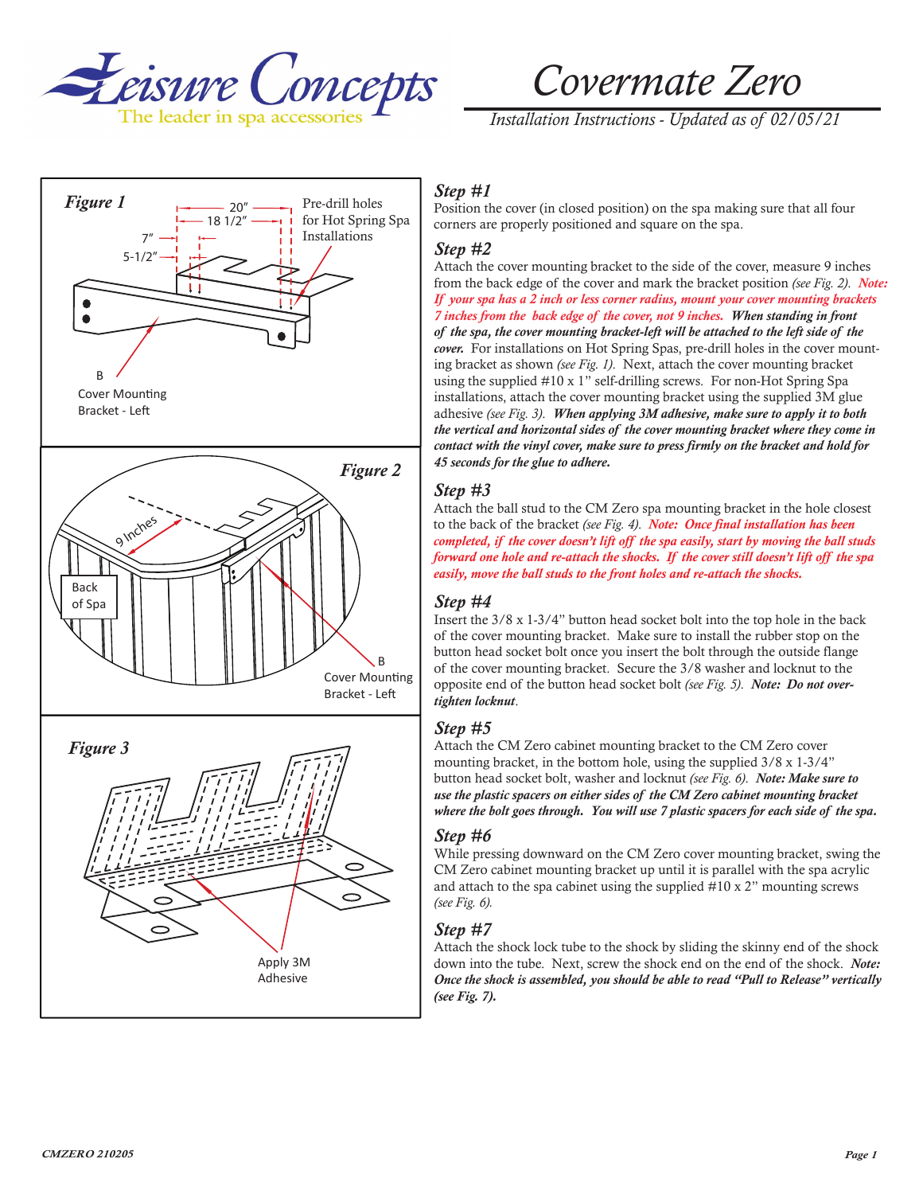# Covermate Zero

*Installation Instructions - Updated as of 02/05/21*

*Figure 1*

20″
18 1/2″
7″
5-1/2″

Pre-drill holes for Hot Spring Spa Installations

B
Cover Mounting Bracket - Left

*Figure 2*

9 Inches

Back of Spa

B
Cover Mounting Bracket - Left

*Figure 3*

Apply 3M Adhesive

### *Step #1*

Position the cover (in closed position) on the spa making sure that all four corners are properly positioned and square on the spa.

### *Step #2*

Attach the cover mounting bracket to the side of the cover, measure 9 inches from the back edge of the cover and mark the bracket position *(see Fig. 2)*. ***Note: If your spa has a 2 inch or less corner radius, mount your cover mounting brackets 7 inches from the back edge of the cover, not 9 inches.*** ***When standing in front of the spa, the cover mounting bracket-left will be attached to the left side of the cover.*** For installations on Hot Spring Spas, pre-drill holes in the cover mounting bracket as shown *(see Fig. 1)*. Next, attach the cover mounting bracket using the supplied #10 x 1" self-drilling screws. For non-Hot Spring Spa installations, attach the cover mounting bracket using the supplied 3M glue adhesive *(see Fig. 3)*. ***When applying 3M adhesive, make sure to apply it to both the vertical and horizontal sides of the cover mounting bracket where they come in contact with the vinyl cover, make sure to press firmly on the bracket and hold for 45 seconds for the glue to adhere.***

### *Step #3*

Attach the ball stud to the CM Zero spa mounting bracket in the hole closest to the back of the bracket *(see Fig. 4)*. ***Note: Once final installation has been completed, if the cover doesn't lift off the spa easily, start by moving the ball studs forward one hole and re-attach the shocks. If the cover still doesn't lift off the spa easily, move the ball studs to the front holes and re-attach the shocks.***

### *Step #4*

Insert the 3/8 x 1-3/4" button head socket bolt into the top hole in the back of the cover mounting bracket. Make sure to install the rubber stop on the button head socket bolt once you insert the bolt through the outside flange of the cover mounting bracket. Secure the 3/8 washer and locknut to the opposite end of the button head socket bolt *(see Fig. 5)*. ***Note: Do not over-tighten locknut***.

### *Step #5*

Attach the CM Zero cabinet mounting bracket to the CM Zero cover mounting bracket, in the bottom hole, using the supplied 3/8 x 1-3/4" button head socket bolt, washer and locknut *(see Fig. 6)*. ***Note: Make sure to use the plastic spacers on either sides of the CM Zero cabinet mounting bracket where the bolt goes through. You will use 7 plastic spacers for each side of the spa.***

### *Step #6*

While pressing downward on the CM Zero cover mounting bracket, swing the CM Zero cabinet mounting bracket up until it is parallel with the spa acrylic and attach to the spa cabinet using the supplied #10 x 2" mounting screws *(see Fig. 6)*.

### *Step #7*

Attach the shock lock tube to the shock by sliding the skinny end of the shock down into the tube. Next, screw the shock end on the end of the shock. ***Note: Once the shock is assembled, you should be able to read "Pull to Release" vertically (see Fig. 7).***

*CMZERO 210205*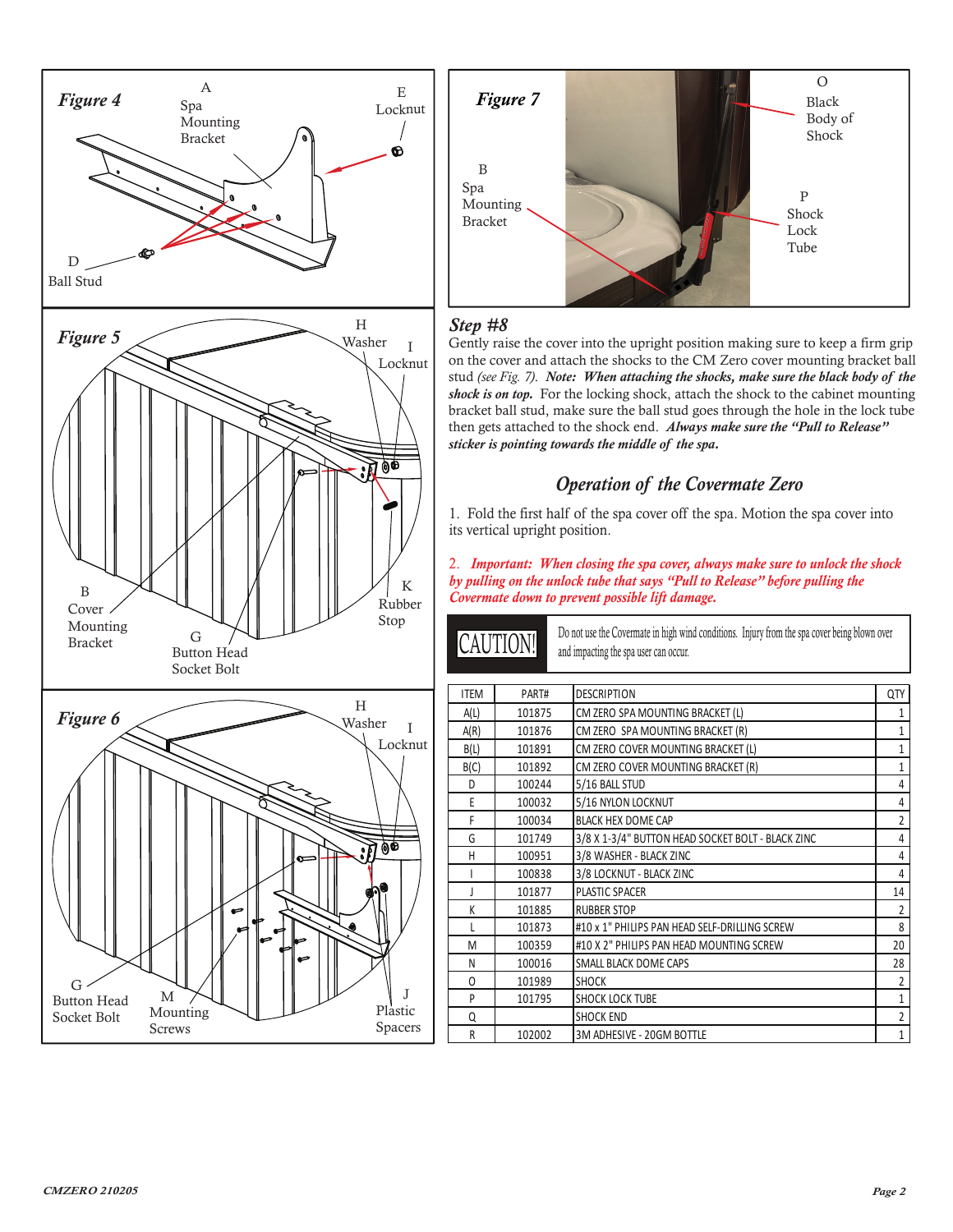*Figure 4*

A
Spa
Mounting
Bracket

E
Locknut

D
Ball Stud

*Figure 5*

H
Washer

I
Locknut

B
Cover
Mounting
Bracket

K
Rubber
Stop

G
Button Head
Socket Bolt

*Figure 6*

H
Washer

I
Locknut

G
Button Head
Socket Bolt

M
Mounting
Screws

J
Plastic
Spacers

*Figure 7*

B
Spa
Mounting
Bracket

O
Black
Body of
Shock

P
Shock
Lock
Tube

## *Step #8*

Gently raise the cover into the upright position making sure to keep a firm grip on the cover and attach the shocks to the CM Zero cover mounting bracket ball stud *(see Fig. 7)*. ***Note: When attaching the shocks, make sure the black body of the shock is on top.*** For the locking shock, attach the shock to the cabinet mounting bracket ball stud, make sure the ball stud goes through the hole in the lock tube then gets attached to the shock end. ***Always make sure the "Pull to Release" sticker is pointing towards the middle of the spa.***

## *Operation of the Covermate Zero*

1. Fold the first half of the spa cover off the spa. Motion the spa cover into its vertical upright position.

2. ***Important: When closing the spa cover, always make sure to unlock the shock by pulling on the unlock tube that says "Pull to Release" before pulling the Covermate down to prevent possible lift damage.***

**CAUTION!** Do not use the Covermate in high wind conditions. Injury from the spa cover being blown over and impacting the spa user can occur.

| ITEM | PART# | DESCRIPTION | QTY |
|---|---|---|---|
| A(L) | 101875 | CM ZERO SPA MOUNTING BRACKET (L) | 1 |
| A(R) | 101876 | CM ZERO SPA MOUNTING BRACKET (R) | 1 |
| B(L) | 101891 | CM ZERO COVER MOUNTING BRACKET (L) | 1 |
| B(C) | 101892 | CM ZERO COVER MOUNTING BRACKET (R) | 1 |
| D | 100244 | 5/16 BALL STUD | 4 |
| E | 100032 | 5/16 NYLON LOCKNUT | 4 |
| F | 100034 | BLACK HEX DOME CAP | 2 |
| G | 101749 | 3/8 X 1-3/4" BUTTON HEAD SOCKET BOLT - BLACK ZINC | 4 |
| H | 100951 | 3/8 WASHER - BLACK ZINC | 4 |
| I | 100838 | 3/8 LOCKNUT - BLACK ZINC | 4 |
| J | 101877 | PLASTIC SPACER | 14 |
| K | 101885 | RUBBER STOP | 2 |
| L | 101873 | #10 x 1" PHILIPS PAN HEAD SELF-DRILLING SCREW | 8 |
| M | 100359 | #10 X 2" PHILIPS PAN HEAD MOUNTING SCREW | 20 |
| N | 100016 | SMALL BLACK DOME CAPS | 28 |
| O | 101989 | SHOCK | 2 |
| P | 101795 | SHOCK LOCK TUBE | 1 |
| Q | | SHOCK END | 2 |
| R | 102002 | 3M ADHESIVE - 20GM BOTTLE | 1 |

*CMZERO 210205*